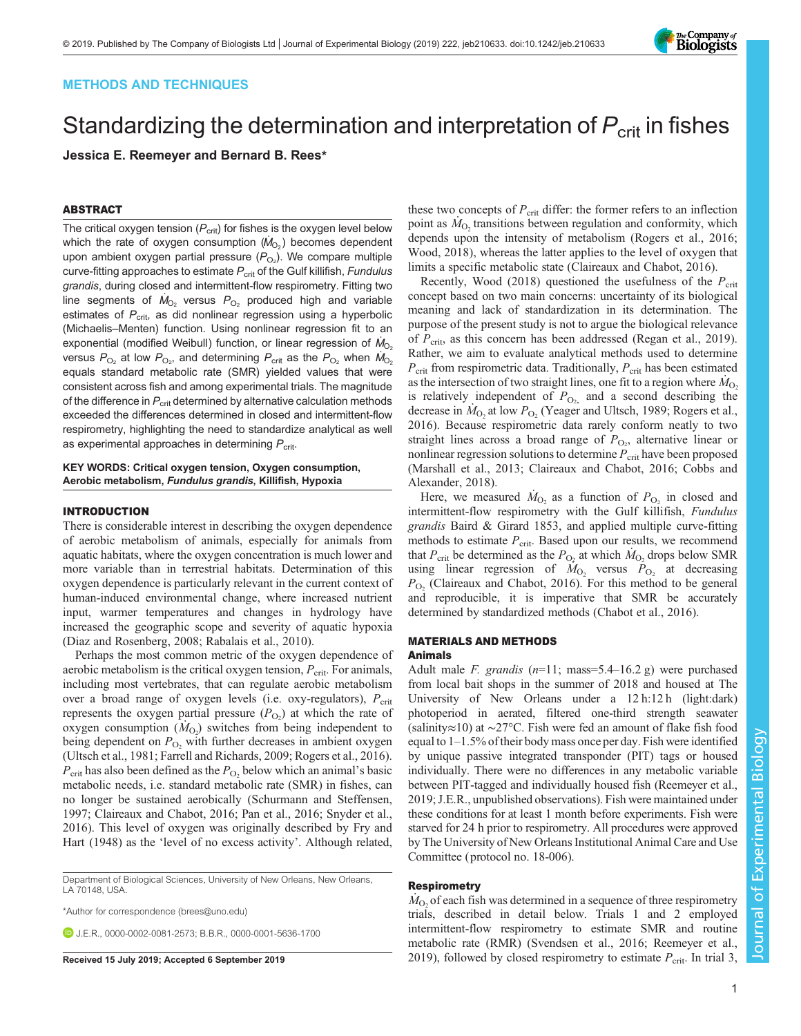METHODS AND TECHNIQUES

# Standardizing the determination and interpretation of $P_{crit}$ in fishes

**Jessica E. Reemeyer and Bernard B. Rees***

## ABSTRACT

The critical oxygen tension ($P_{crit}$) for fishes is the oxygen level below which the rate of oxygen consumption ($\dot{M}_{O_2}$) becomes dependent upon ambient oxygen partial pressure ($P_{O_2}$). We compare multiple curve-fitting approaches to estimate $P_{crit}$ of the Gulf killifish, *Fundulus grandis*, during closed and intermittent-flow respirometry. Fitting two line segments of $\dot{M}_{O_2}$ versus $P_{O_2}$ produced high and variable estimates of $P_{crit}$, as did nonlinear regression using a hyperbolic (Michaelis–Menten) function. Using nonlinear regression fit to an exponential (modified Weibull) function, or linear regression of $\dot{M}_{O_2}$ versus $P_{O_2}$ at low $P_{O_2}$, and determining $P_{crit}$ as the $P_{O_2}$ when $\dot{M}_{O_2}$ equals standard metabolic rate (SMR) yielded values that were consistent across fish and among experimental trials. The magnitude of the difference in $P_{crit}$ determined by alternative calculation methods exceeded the differences determined in closed and intermittent-flow respirometry, highlighting the need to standardize analytical as well as experimental approaches in determining $P_{crit}$.

**KEY WORDS: Critical oxygen tension, Oxygen consumption, Aerobic metabolism, *Fundulus grandis*, Killifish, Hypoxia**

## INTRODUCTION

There is considerable interest in describing the oxygen dependence of aerobic metabolism of animals, especially for animals from aquatic habitats, where the oxygen concentration is much lower and more variable than in terrestrial habitats. Determination of this oxygen dependence is particularly relevant in the current context of human-induced environmental change, where increased nutrient input, warmer temperatures and changes in hydrology have increased the geographic scope and severity of aquatic hypoxia (Diaz and Rosenberg, 2008; Rabalais et al., 2010).

Perhaps the most common metric of the oxygen dependence of aerobic metabolism is the critical oxygen tension, $P_{crit}$. For animals, including most vertebrates, that can regulate aerobic metabolism over a broad range of oxygen levels (i.e. oxy-regulators), $P_{crit}$ represents the oxygen partial pressure ($P_{O_2}$) at which the rate of oxygen consumption ($\dot{M}_{O_2}$) switches from being independent to being dependent on $P_{O_2}$ with further decreases in ambient oxygen (Ultsch et al., 1981; Farrell and Richards, 2009; Rogers et al., 2016). $P_{crit}$ has also been defined as the $P_{O_2}$ below which an animal's basic metabolic needs, i.e. standard metabolic rate (SMR) in fishes, can no longer be sustained aerobically (Schurmann and Steffensen, 1997; Claireaux and Chabot, 2016; Pan et al., 2016; Snyder et al., 2016). This level of oxygen was originally described by Fry and Hart (1948) as the 'level of no excess activity'. Although related, these two concepts of $P_{crit}$ differ: the former refers to an inflection point as $\dot{M}_{O_2}$ transitions between regulation and conformity, which depends upon the intensity of metabolism (Rogers et al., 2016; Wood, 2018), whereas the latter applies to the level of oxygen that limits a specific metabolic state (Claireaux and Chabot, 2016).

Recently, Wood (2018) questioned the usefulness of the $P_{crit}$ concept based on two main concerns: uncertainty of its biological meaning and lack of standardization in its determination. The purpose of the present study is not to argue the biological relevance of $P_{crit}$, as this concern has been addressed (Regan et al., 2019). Rather, we aim to evaluate analytical methods used to determine $P_{crit}$ from respirometric data. Traditionally, $P_{crit}$ has been estimated as the intersection of two straight lines, one fit to a region where $\dot{M}_{O_2}$ is relatively independent of $P_{O_2}$, and a second describing the decrease in $\dot{M}_{O_2}$ at low $P_{O_2}$ (Yeager and Ultsch, 1989; Rogers et al., 2016). Because respirometric data rarely conform neatly to two straight lines across a broad range of $P_{O_2}$, alternative linear or nonlinear regression solutions to determine $P_{crit}$ have been proposed (Marshall et al., 2013; Claireaux and Chabot, 2016; Cobbs and Alexander, 2018).

Here, we measured $\dot{M}_{O_2}$ as a function of $P_{O_2}$ in closed and intermittent-flow respirometry with the Gulf killifish, *Fundulus grandis* Baird & Girard 1853, and applied multiple curve-fitting methods to estimate $P_{crit}$. Based upon our results, we recommend that $P_{crit}$ be determined as the $P_{O_2}$ at which $\dot{M}_{O_2}$ drops below SMR using linear regression of $\dot{M}_{O_2}$ versus $P_{O_2}$ at decreasing $P_{O_2}$ (Claireaux and Chabot, 2016). For this method to be general and reproducible, it is imperative that SMR be accurately determined by standardized methods (Chabot et al., 2016).

## MATERIALS AND METHODS

### Animals

Adult male *F. grandis* ($n$=11; mass=5.4–16.2 g) were purchased from local bait shops in the summer of 2018 and housed at The University of New Orleans under a 12 h:12 h (light:dark) photoperiod in aerated, filtered one-third strength seawater (salinity≈10) at ~27°C. Fish were fed an amount of flake fish food equal to 1–1.5% of their body mass once per day. Fish were identified by unique passive integrated transponder (PIT) tags or housed individually. There were no differences in any metabolic variable between PIT-tagged and individually housed fish (Reemeyer et al., 2019; J.E.R., unpublished observations). Fish were maintained under these conditions for at least 1 month before experiments. Fish were starved for 24 h prior to respirometry. All procedures were approved by The University of New Orleans Institutional Animal Care and Use Committee (protocol no. 18-006).

### Respirometry

$\dot{M}_{O_2}$ of each fish was determined in a sequence of three respirometry trials, described in detail below. Trials 1 and 2 employed intermittent-flow respirometry to estimate SMR and routine metabolic rate (RMR) (Svendsen et al., 2016; Reemeyer et al., 2019), followed by closed respirometry to estimate $P_{crit}$. In trial 3,

Department of Biological Sciences, University of New Orleans, New Orleans, LA 70148, USA.

*Author for correspondence (brees@uno.edu)

J.E.R., 0000-0002-0081-2573; B.B.R., 0000-0001-5636-1700

**Received 15 July 2019; Accepted 6 September 2019**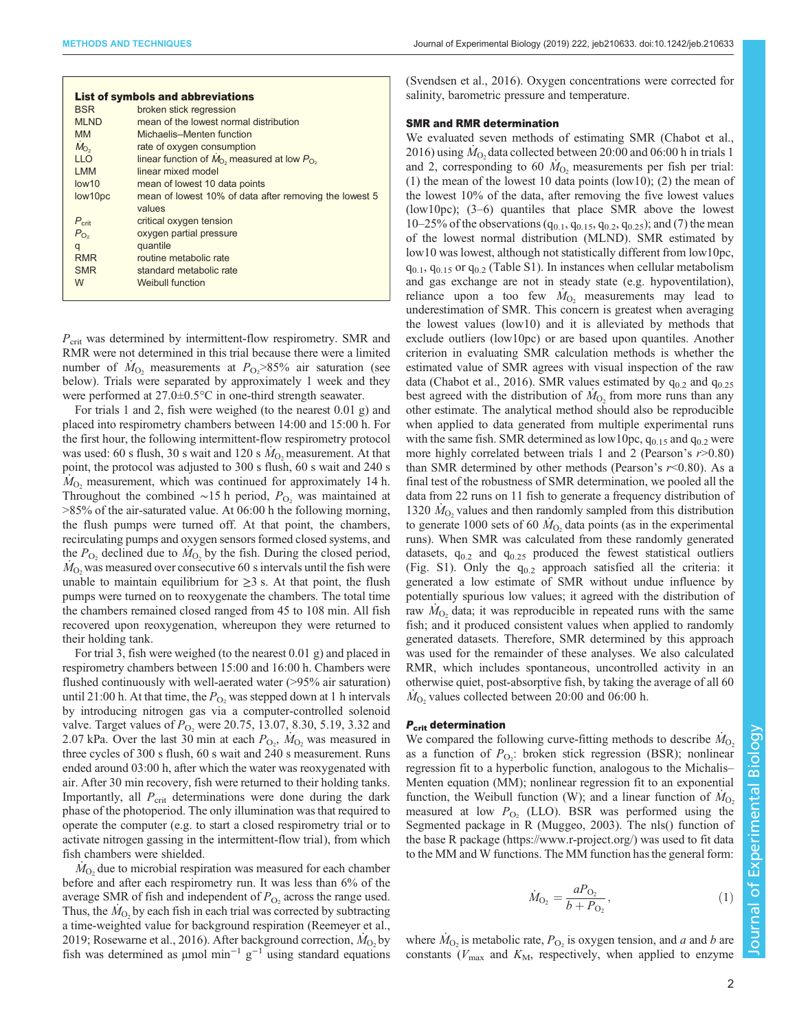**List of symbols and abbreviations**

| | |
|---|---|
| BSR | broken stick regression |
| MLND | mean of the lowest normal distribution |
| MM | Michaelis–Menten function |
| $\dot{M}_{O_2}$ | rate of oxygen consumption |
| LLO | linear function of $\dot{M}_{O_2}$ measured at low $P_{O_2}$ |
| LMM | linear mixed model |
| low10 | mean of lowest 10 data points |
| low10pc | mean of lowest 10% of data after removing the lowest 5 values |
| $P_{crit}$ | critical oxygen tension |
| $P_{O_2}$ | oxygen partial pressure |
| q | quantile |
| RMR | routine metabolic rate |
| SMR | standard metabolic rate |
| W | Weibull function |

$P_{crit}$ was determined by intermittent-flow respirometry. SMR and RMR were not determined in this trial because there were a limited number of $\dot{M}_{O_2}$ measurements at $P_{O_2}$>85% air saturation (see below). Trials were separated by approximately 1 week and they were performed at 27.0±0.5°C in one-third strength seawater.

For trials 1 and 2, fish were weighed (to the nearest 0.01 g) and placed into respirometry chambers between 14:00 and 15:00 h. For the first hour, the following intermittent-flow respirometry protocol was used: 60 s flush, 30 s wait and 120 s $\dot{M}_{O_2}$ measurement. At that point, the protocol was adjusted to 300 s flush, 60 s wait and 240 s $\dot{M}_{O_2}$ measurement, which was continued for approximately 14 h. Throughout the combined ∼15 h period, $P_{O_2}$ was maintained at >85% of the air-saturated value. At 06:00 h the following morning, the flush pumps were turned off. At that point, the chambers, recirculating pumps and oxygen sensors formed closed systems, and the $P_{O_2}$ declined due to $\dot{M}_{O_2}$ by the fish. During the closed period, $\dot{M}_{O_2}$ was measured over consecutive 60 s intervals until the fish were unable to maintain equilibrium for ≥3 s. At that point, the flush pumps were turned on to reoxygenate the chambers. The total time the chambers remained closed ranged from 45 to 108 min. All fish recovered upon reoxygenation, whereupon they were returned to their holding tank.

For trial 3, fish were weighed (to the nearest 0.01 g) and placed in respirometry chambers between 15:00 and 16:00 h. Chambers were flushed continuously with well-aerated water (>95% air saturation) until 21:00 h. At that time, the $P_{O_2}$ was stepped down at 1 h intervals by introducing nitrogen gas via a computer-controlled solenoid valve. Target values of $P_{O_2}$ were 20.75, 13.07, 8.30, 5.19, 3.32 and 2.07 kPa. Over the last 30 min at each $P_{O_2}$, $\dot{M}_{O_2}$ was measured in three cycles of 300 s flush, 60 s wait and 240 s measurement. Runs ended around 03:00 h, after which the water was reoxygenated with air. After 30 min recovery, fish were returned to their holding tanks. Importantly, all $P_{crit}$ determinations were done during the dark phase of the photoperiod. The only illumination was that required to operate the computer (e.g. to start a closed respirometry trial or to activate nitrogen gassing in the intermittent-flow trial), from which fish chambers were shielded.

$\dot{M}_{O_2}$ due to microbial respiration was measured for each chamber before and after each respirometry run. It was less than 6% of the average SMR of fish and independent of $P_{O_2}$ across the range used. Thus, the $\dot{M}_{O_2}$ by each fish in each trial was corrected by subtracting a time-weighted value for background respiration (Reemeyer et al., 2019; Rosewarne et al., 2016). After background correction, $\dot{M}_{O_2}$ by fish was determined as µmol min$^{-1}$ g$^{-1}$ using standard equations (Svendsen et al., 2016). Oxygen concentrations were corrected for salinity, barometric pressure and temperature.

### SMR and RMR determination

We evaluated seven methods of estimating SMR (Chabot et al., 2016) using $\dot{M}_{O_2}$ data collected between 20:00 and 06:00 h in trials 1 and 2, corresponding to 60 $\dot{M}_{O_2}$ measurements per fish per trial: (1) the mean of the lowest 10 data points (low10); (2) the mean of the lowest 10% of the data, after removing the five lowest values (low10pc); (3–6) quantiles that place SMR above the lowest 10–25% of the observations ($q_{0.1}$, $q_{0.15}$, $q_{0.2}$, $q_{0.25}$); and (7) the mean of the lowest normal distribution (MLND). SMR estimated by low10 was lowest, although not statistically different from low10pc, $q_{0.1}$, $q_{0.15}$ or $q_{0.2}$ (Table S1). In instances when cellular metabolism and gas exchange are not in steady state (e.g. hypoventilation), reliance upon a too few $\dot{M}_{O_2}$ measurements may lead to underestimation of SMR. This concern is greatest when averaging the lowest values (low10) and it is alleviated by methods that exclude outliers (low10pc) or are based upon quantiles. Another criterion in evaluating SMR calculation methods is whether the estimated value of SMR agrees with visual inspection of the raw data (Chabot et al., 2016). SMR values estimated by $q_{0.2}$ and $q_{0.25}$ best agreed with the distribution of $\dot{M}_{O_2}$ from more runs than any other estimate. The analytical method should also be reproducible when applied to data generated from multiple experimental runs with the same fish. SMR determined as low10pc, $q_{0.15}$ and $q_{0.2}$ were more highly correlated between trials 1 and 2 (Pearson's $r$>0.80) than SMR determined by other methods (Pearson's $r$<0.80). As a final test of the robustness of SMR determination, we pooled all the data from 22 runs on 11 fish to generate a frequency distribution of 1320 $\dot{M}_{O_2}$ values and then randomly sampled from this distribution to generate 1000 sets of 60 $\dot{M}_{O_2}$ data points (as in the experimental runs). When SMR was calculated from these randomly generated datasets, $q_{0.2}$ and $q_{0.25}$ produced the fewest statistical outliers (Fig. S1). Only the $q_{0.2}$ approach satisfied all the criteria: it generated a low estimate of SMR without undue influence by potentially spurious low values; it agreed with the distribution of raw $\dot{M}_{O_2}$ data; it was reproducible in repeated runs with the same fish; and it produced consistent values when applied to randomly generated datasets. Therefore, SMR determined by this approach was used for the remainder of these analyses. We also calculated RMR, which includes spontaneous, uncontrolled activity in an otherwise quiet, post-absorptive fish, by taking the average of all 60 $\dot{M}_{O_2}$ values collected between 20:00 and 06:00 h.

### $P_{crit}$ determination

We compared the following curve-fitting methods to describe $\dot{M}_{O_2}$ as a function of $P_{O_2}$: broken stick regression (BSR); nonlinear regression fit to a hyperbolic function, analogous to the Michalis–Menten equation (MM); nonlinear regression fit to an exponential function, the Weibull function (W); and a linear function of $\dot{M}_{O_2}$ measured at low $P_{O_2}$ (LLO). BSR was performed using the Segmented package in R (Muggeo, 2003). The nls() function of the base R package (https://www.r-project.org/) was used to fit data to the MM and W functions. The MM function has the general form:

$$\dot{M}_{O_2} = \frac{aP_{O_2}}{b + P_{O_2}}, \quad (1)$$

where $\dot{M}_{O_2}$ is metabolic rate, $P_{O_2}$ is oxygen tension, and $a$ and $b$ are constants ($V_{max}$ and $K_M$, respectively, when applied to enzyme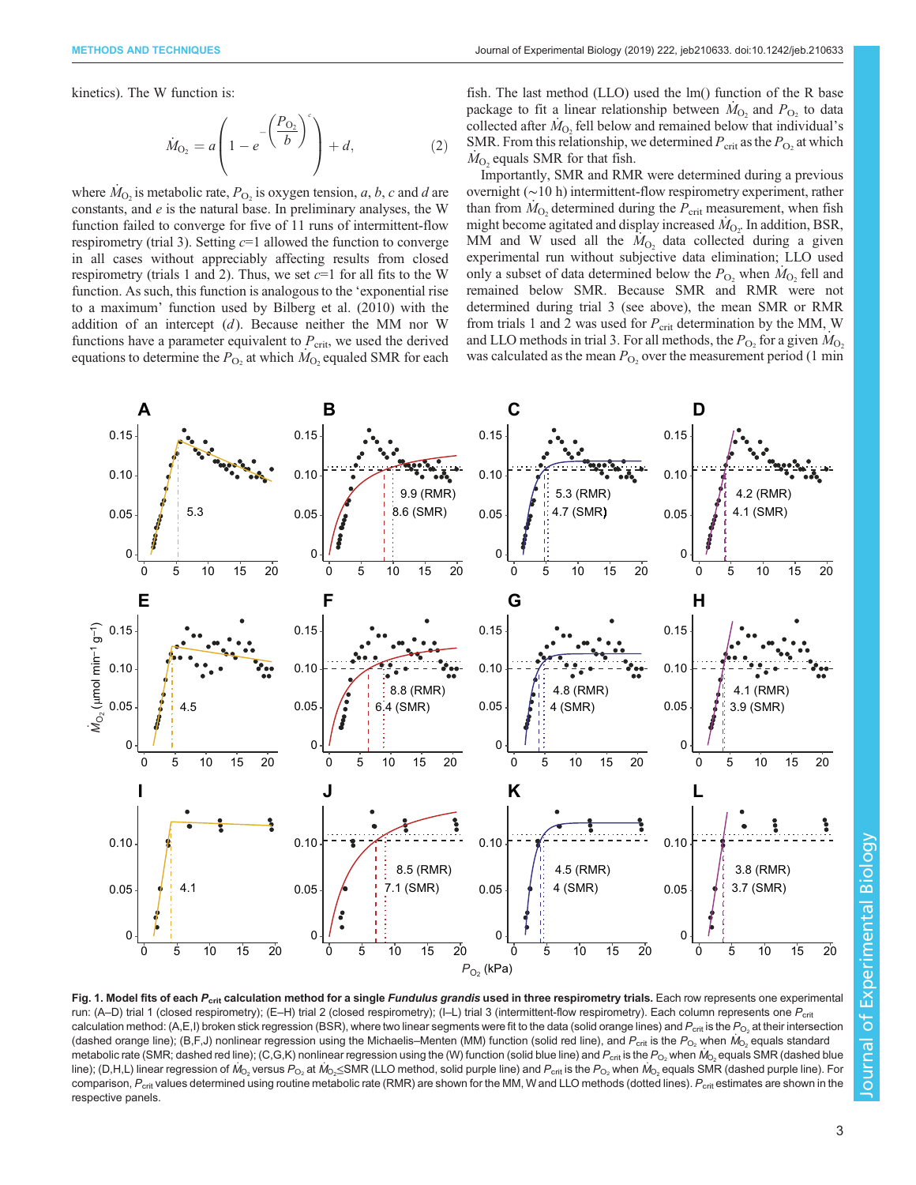kinetics). The W function is:

$$\dot{M}_{O_2} = a\left(1 - e^{-\left(\frac{P_{O_2}}{b}\right)^c}\right) + d, \qquad (2)$$

where $\dot{M}_{O_2}$ is metabolic rate, $P_{O_2}$ is oxygen tension, $a$, $b$, $c$ and $d$ are constants, and $e$ is the natural base. In preliminary analyses, the W function failed to converge for five of 11 runs of intermittent-flow respirometry (trial 3). Setting $c$=1 allowed the function to converge in all cases without appreciably affecting results from closed respirometry (trials 1 and 2). Thus, we set $c$=1 for all fits to the W function. As such, this function is analogous to the 'exponential rise to a maximum' function used by Bilberg et al. (2010) with the addition of an intercept ($d$). Because neither the MM nor W functions have a parameter equivalent to $P_{crit}$, we used the derived equations to determine the $P_{O_2}$ at which $\dot{M}_{O_2}$ equaled SMR for each fish. The last method (LLO) used the lm() function of the R base package to fit a linear relationship between $\dot{M}_{O_2}$ and $P_{O_2}$ to data collected after $\dot{M}_{O_2}$ fell below and remained below that individual's SMR. From this relationship, we determined $P_{crit}$ as the $P_{O_2}$ at which $\dot{M}_{O_2}$ equals SMR for that fish.

Importantly, SMR and RMR were determined during a previous overnight (~10 h) intermittent-flow respirometry experiment, rather than from $\dot{M}_{O_2}$ determined during the $P_{crit}$ measurement, when fish might become agitated and display increased $\dot{M}_{O_2}$. In addition, BSR, MM and W used all the $\dot{M}_{O_2}$ data collected during a given experimental run without subjective data elimination; LLO used only a subset of data determined below the $P_{O_2}$ when $\dot{M}_{O_2}$ fell and remained below SMR. Because SMR and RMR were not determined during trial 3 (see above), the mean SMR or RMR from trials 1 and 2 was used for $P_{crit}$ determination by the MM, W and LLO methods in trial 3. For all methods, the $P_{O_2}$ for a given $\dot{M}_{O_2}$ was calculated as the mean $P_{O_2}$ over the measurement period (1 min

**Fig. 1. Model fits of each $P_{crit}$ calculation method for a single *Fundulus grandis* used in three respirometry trials.** Each row represents one experimental run: (A–D) trial 1 (closed respirometry); (E–H) trial 2 (closed respirometry); (I–L) trial 3 (intermittent-flow respirometry). Each column represents one $P_{crit}$ calculation method: (A,E,I) broken stick regression (BSR), where two linear segments were fit to the data (solid orange lines) and $P_{crit}$ is the $P_{O_2}$ at their intersection (dashed orange line); (B,F,J) nonlinear regression using the Michaelis–Menten (MM) function (solid red line), and $P_{crit}$ is the $P_{O_2}$ when $\dot{M}_{O_2}$ equals standard metabolic rate (SMR; dashed red line); (C,G,K) nonlinear regression using the (W) function (solid blue line) and $P_{crit}$ is the $P_{O_2}$ when $\dot{M}_{O_2}$ equals SMR (dashed blue line); (D,H,L) linear regression of $\dot{M}_{O_2}$ versus $P_{O_2}$ at $\dot{M}_{O_2}$≤SMR (LLO method, solid purple line) and $P_{crit}$ is the $P_{O_2}$ when $\dot{M}_{O_2}$ equals SMR (dashed purple line). For comparison, $P_{crit}$ values determined using routine metabolic rate (RMR) are shown for the MM, W and LLO methods (dotted lines). $P_{crit}$ estimates are shown in the respective panels.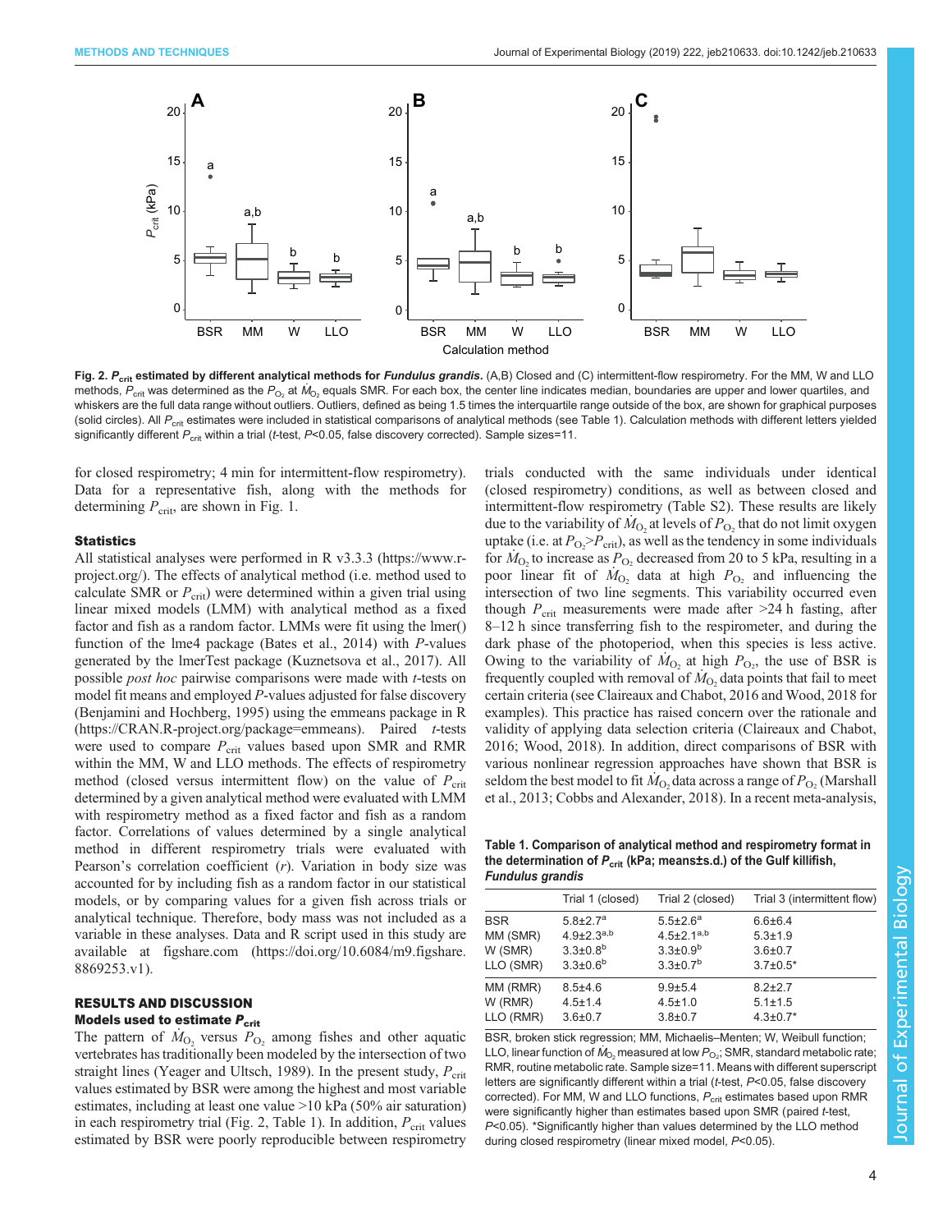**Fig. 2. $P_{crit}$ estimated by different analytical methods for *Fundulus grandis*.** (A,B) Closed and (C) intermittent-flow respirometry. For the MM, W and LLO methods, $P_{crit}$ was determined as the $P_{O_2}$ at $\dot{M}_{O_2}$ equals SMR. For each box, the center line indicates median, boundaries are upper and lower quartiles, and whiskers are the full data range without outliers. Outliers, defined as being 1.5 times the interquartile range outside of the box, are shown for graphical purposes (solid circles). All $P_{crit}$ estimates were included in statistical comparisons of analytical methods (see Table 1). Calculation methods with different letters yielded significantly different $P_{crit}$ within a trial ($t$-test, $P$<0.05, false discovery corrected). Sample sizes=11.

for closed respirometry; 4 min for intermittent-flow respirometry). Data for a representative fish, along with the methods for determining $P_{crit}$, are shown in Fig. 1.

### Statistics

All statistical analyses were performed in R v3.3.3 (https://www.r-project.org/). The effects of analytical method (i.e. method used to calculate SMR or $P_{crit}$) were determined within a given trial using linear mixed models (LMM) with analytical method as a fixed factor and fish as a random factor. LMMs were fit using the lmer() function of the lme4 package (Bates et al., 2014) with $P$-values generated by the lmerTest package (Kuznetsova et al., 2017). All possible *post hoc* pairwise comparisons were made with $t$-tests on model fit means and employed $P$-values adjusted for false discovery (Benjamini and Hochberg, 1995) using the emmeans package in R (https://CRAN.R-project.org/package=emmeans). Paired $t$-tests were used to compare $P_{crit}$ values based upon SMR and RMR within the MM, W and LLO methods. The effects of respirometry method (closed versus intermittent flow) on the value of $P_{crit}$ determined by a given analytical method were evaluated with LMM with respirometry method as a fixed factor and fish as a random factor. Correlations of values determined by a single analytical method in different respirometry trials were evaluated with Pearson's correlation coefficient ($r$). Variation in body size was accounted for by including fish as a random factor in our statistical models, or by comparing values for a given fish across trials or analytical technique. Therefore, body mass was not included as a variable in these analyses. Data and R script used in this study are available at figshare.com (https://doi.org/10.6084/m9.figshare.8869253.v1).

## RESULTS AND DISCUSSION

### Models used to estimate $P_{crit}$

The pattern of $\dot{M}_{O_2}$ versus $P_{O_2}$ among fishes and other aquatic vertebrates has traditionally been modeled by the intersection of two straight lines (Yeager and Ultsch, 1989). In the present study, $P_{crit}$ values estimated by BSR were among the highest and most variable estimates, including at least one value >10 kPa (50% air saturation) in each respirometry trial (Fig. 2, Table 1). In addition, $P_{crit}$ values estimated by BSR were poorly reproducible between respirometry trials conducted with the same individuals under identical (closed respirometry) conditions, as well as between closed and intermittent-flow respirometry (Table S2). These results are likely due to the variability of $\dot{M}_{O_2}$ at levels of $P_{O_2}$ that do not limit oxygen uptake (i.e. at $P_{O_2}$>$P_{crit}$), as well as the tendency in some individuals for $\dot{M}_{O_2}$ to increase as $P_{O_2}$ decreased from 20 to 5 kPa, resulting in a poor linear fit of $\dot{M}_{O_2}$ data at high $P_{O_2}$ and influencing the intersection of two line segments. This variability occurred even though $P_{crit}$ measurements were made after >24 h fasting, after 8–12 h since transferring fish to the respirometer, and during the dark phase of the photoperiod, when this species is less active. Owing to the variability of $\dot{M}_{O_2}$ at high $P_{O_2}$, the use of BSR is frequently coupled with removal of $\dot{M}_{O_2}$ data points that fail to meet certain criteria (see Claireaux and Chabot, 2016 and Wood, 2018 for examples). This practice has raised concern over the rationale and validity of applying data selection criteria (Claireaux and Chabot, 2016; Wood, 2018). In addition, direct comparisons of BSR with various nonlinear regression approaches have shown that BSR is seldom the best model to fit $\dot{M}_{O_2}$ data across a range of $P_{O_2}$ (Marshall et al., 2013; Cobbs and Alexander, 2018). In a recent meta-analysis,

**Table 1. Comparison of analytical method and respirometry format in the determination of $P_{crit}$ (kPa; means±s.d.) of the Gulf killifish, *Fundulus grandis***

| | Trial 1 (closed) | Trial 2 (closed) | Trial 3 (intermittent flow) |
|---|---|---|---|
| BSR | 5.8±2.7[a] | 5.5±2.6[a] | 6.6±6.4 |
| MM (SMR) | 4.9±2.3[a,b] | 4.5±2.1[a,b] | 5.3±1.9 |
| W (SMR) | 3.3±0.8[b] | 3.3±0.9[b] | 3.6±0.7 |
| LLO (SMR) | 3.3±0.6[b] | 3.3±0.7[b] | 3.7±0.5* |
| MM (RMR) | 8.5±4.6 | 9.9±5.4 | 8.2±2.7 |
| W (RMR) | 4.5±1.4 | 4.5±1.0 | 5.1±1.5 |
| LLO (RMR) | 3.6±0.7 | 3.8±0.7 | 4.3±0.7* |

BSR, broken stick regression; MM, Michaelis–Menten; W, Weibull function; LLO, linear function of $\dot{M}_{O_2}$ measured at low $P_{O_2}$; SMR, standard metabolic rate; RMR, routine metabolic rate. Sample size=11. Means with different superscript letters are significantly different within a trial ($t$-test, $P$<0.05, false discovery corrected). For MM, W and LLO functions, $P_{crit}$ estimates based upon RMR were significantly higher than estimates based upon SMR (paired $t$-test, $P$<0.05). *Significantly higher than values determined by the LLO method during closed respirometry (linear mixed model, $P$<0.05).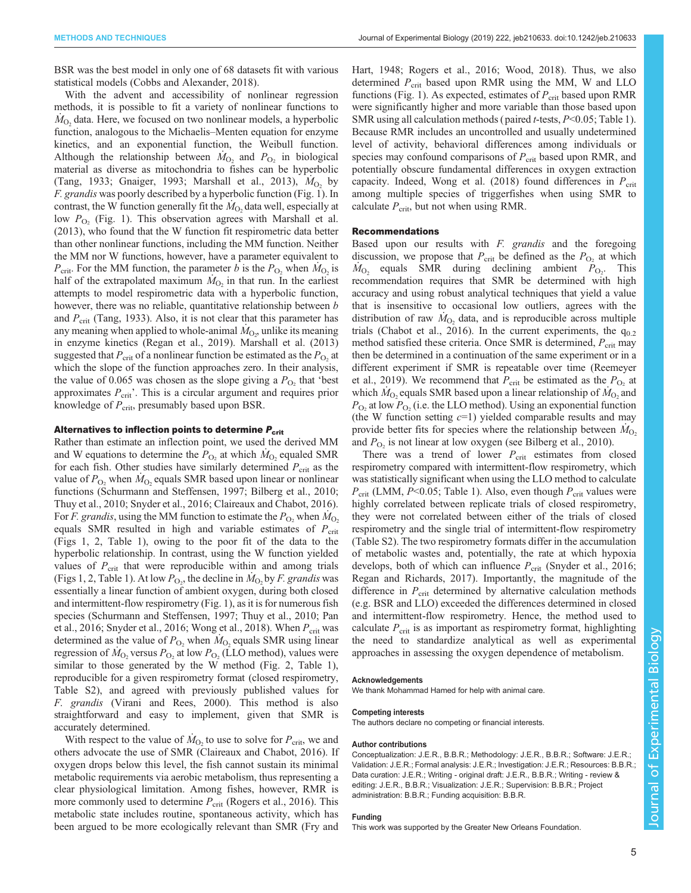BSR was the best model in only one of 68 datasets fit with various statistical models (Cobbs and Alexander, 2018).

With the advent and accessibility of nonlinear regression methods, it is possible to fit a variety of nonlinear functions to $\dot{M}_{O_2}$ data. Here, we focused on two nonlinear models, a hyperbolic function, analogous to the Michaelis–Menten equation for enzyme kinetics, and an exponential function, the Weibull function. Although the relationship between $\dot{M}_{O_2}$ and $P_{O_2}$ in biological material as diverse as mitochondria to fishes can be hyperbolic (Tang, 1933; Gnaiger, 1993; Marshall et al., 2013), $\dot{M}_{O_2}$ by *F. grandis* was poorly described by a hyperbolic function (Fig. 1). In contrast, the W function generally fit the $\dot{M}_{O_2}$ data well, especially at low $P_{O_2}$ (Fig. 1). This observation agrees with Marshall et al. (2013), who found that the W function fit respirometric data better than other nonlinear functions, including the MM function. Neither the MM nor W functions, however, have a parameter equivalent to $P_{crit}$. For the MM function, the parameter $b$ is the $P_{O_2}$ when $\dot{M}_{O_2}$ is half of the extrapolated maximum $\dot{M}_{O_2}$ in that run. In the earliest attempts to model respirometric data with a hyperbolic function, however, there was no reliable, quantitative relationship between $b$ and $P_{crit}$ (Tang, 1933). Also, it is not clear that this parameter has any meaning when applied to whole-animal $\dot{M}_{O_2}$, unlike its meaning in enzyme kinetics (Regan et al., 2019). Marshall et al. (2013) suggested that $P_{crit}$ of a nonlinear function be estimated as the $P_{O_2}$ at which the slope of the function approaches zero. In their analysis, the value of 0.065 was chosen as the slope giving a $P_{O_2}$ that 'best approximates $P_{crit}$'. This is a circular argument and requires prior knowledge of $P_{crit}$, presumably based upon BSR.

### Alternatives to inflection points to determine $P_{crit}$

Rather than estimate an inflection point, we used the derived MM and W equations to determine the $P_{O_2}$ at which $\dot{M}_{O_2}$ equaled SMR for each fish. Other studies have similarly determined $P_{crit}$ as the value of $P_{O_2}$ when $\dot{M}_{O_2}$ equals SMR based upon linear or nonlinear functions (Schurmann and Steffensen, 1997; Bilberg et al., 2010; Thuy et al., 2010; Snyder et al., 2016; Claireaux and Chabot, 2016). For *F. grandis*, using the MM function to estimate the $P_{O_2}$ when $\dot{M}_{O_2}$ equals SMR resulted in high and variable estimates of $P_{crit}$ (Figs 1, 2, Table 1), owing to the poor fit of the data to the hyperbolic relationship. In contrast, using the W function yielded values of $P_{crit}$ that were reproducible within and among trials (Figs 1, 2, Table 1). At low $P_{O_2}$, the decline in $\dot{M}_{O_2}$ by *F. grandis* was essentially a linear function of ambient oxygen, during both closed and intermittent-flow respirometry (Fig. 1), as it is for numerous fish species (Schurmann and Steffensen, 1997; Thuy et al., 2010; Pan et al., 2016; Snyder et al., 2016; Wong et al., 2018). When $P_{crit}$ was determined as the value of $P_{O_2}$ when $\dot{M}_{O_2}$ equals SMR using linear regression of $\dot{M}_{O_2}$ versus $P_{O_2}$ at low $P_{O_2}$ (LLO method), values were similar to those generated by the W method (Fig. 2, Table 1), reproducible for a given respirometry format (closed respirometry, Table S2), and agreed with previously published values for *F. grandis* (Virani and Rees, 2000). This method is also straightforward and easy to implement, given that SMR is accurately determined.

With respect to the value of $\dot{M}_{O_2}$ to use to solve for $P_{crit}$, we and others advocate the use of SMR (Claireaux and Chabot, 2016). If oxygen drops below this level, the fish cannot sustain its minimal metabolic requirements via aerobic metabolism, thus representing a clear physiological limitation. Among fishes, however, RMR is more commonly used to determine $P_{crit}$ (Rogers et al., 2016). This metabolic state includes routine, spontaneous activity, which has been argued to be more ecologically relevant than SMR (Fry and Hart, 1948; Rogers et al., 2016; Wood, 2018). Thus, we also determined $P_{crit}$ based upon RMR using the MM, W and LLO functions (Fig. 1). As expected, estimates of $P_{crit}$ based upon RMR were significantly higher and more variable than those based upon SMR using all calculation methods (paired $t$-tests, $P<0.05$; Table 1). Because RMR includes an uncontrolled and usually undetermined level of activity, behavioral differences among individuals or species may confound comparisons of $P_{crit}$ based upon RMR, and potentially obscure fundamental differences in oxygen extraction capacity. Indeed, Wong et al. (2018) found differences in $P_{crit}$ among multiple species of triggerfishes when using SMR to calculate $P_{crit}$, but not when using RMR.

### Recommendations

Based upon our results with *F. grandis* and the foregoing discussion, we propose that $P_{crit}$ be defined as the $P_{O_2}$ at which $\dot{M}_{O_2}$ equals SMR during declining ambient $P_{O_2}$. This recommendation requires that SMR be determined with high accuracy and using robust analytical techniques that yield a value that is insensitive to occasional low outliers, agrees with the distribution of raw $\dot{M}_{O_2}$ data, and is reproducible across multiple trials (Chabot et al., 2016). In the current experiments, the $q_{0.2}$ method satisfied these criteria. Once SMR is determined, $P_{crit}$ may then be determined in a continuation of the same experiment or in a different experiment if SMR is repeatable over time (Reemeyer et al., 2019). We recommend that $P_{crit}$ be estimated as the $P_{O_2}$ at which $\dot{M}_{O_2}$ equals SMR based upon a linear relationship of $\dot{M}_{O_2}$ and $P_{O_2}$ at low $P_{O_2}$ (i.e. the LLO method). Using an exponential function (the W function setting $c$=1) yielded comparable results and may provide better fits for species where the relationship between $\dot{M}_{O_2}$ and $P_{O_2}$ is not linear at low oxygen (see Bilberg et al., 2010).

There was a trend of lower $P_{crit}$ estimates from closed respirometry compared with intermittent-flow respirometry, which was statistically significant when using the LLO method to calculate $P_{crit}$ (LMM, $P<0.05$; Table 1). Also, even though $P_{crit}$ values were highly correlated between replicate trials of closed respirometry, they were not correlated between either of the trials of closed respirometry and the single trial of intermittent-flow respirometry (Table S2). The two respirometry formats differ in the accumulation of metabolic wastes and, potentially, the rate at which hypoxia develops, both of which can influence $P_{crit}$ (Snyder et al., 2016; Regan and Richards, 2017). Importantly, the magnitude of the difference in $P_{crit}$ determined by alternative calculation methods (e.g. BSR and LLO) exceeded the differences determined in closed and intermittent-flow respirometry. Hence, the method used to calculate $P_{crit}$ is as important as respirometry format, highlighting the need to standardize analytical as well as experimental approaches in assessing the oxygen dependence of metabolism.

#### Acknowledgements

We thank Mohammad Hamed for help with animal care.

#### Competing interests

The authors declare no competing or financial interests.

#### Author contributions

Conceptualization: J.E.R., B.B.R.; Methodology: J.E.R., B.B.R.; Software: J.E.R.; Validation: J.E.R.; Formal analysis: J.E.R.; Investigation: J.E.R.; Resources: B.B.R.; Data curation: J.E.R.; Writing - original draft: J.E.R., B.B.R.; Writing - review & editing: J.E.R., B.B.R.; Visualization: J.E.R.; Supervision: B.B.R.; Project administration: B.B.R.; Funding acquisition: B.B.R.

#### Funding

This work was supported by the Greater New Orleans Foundation.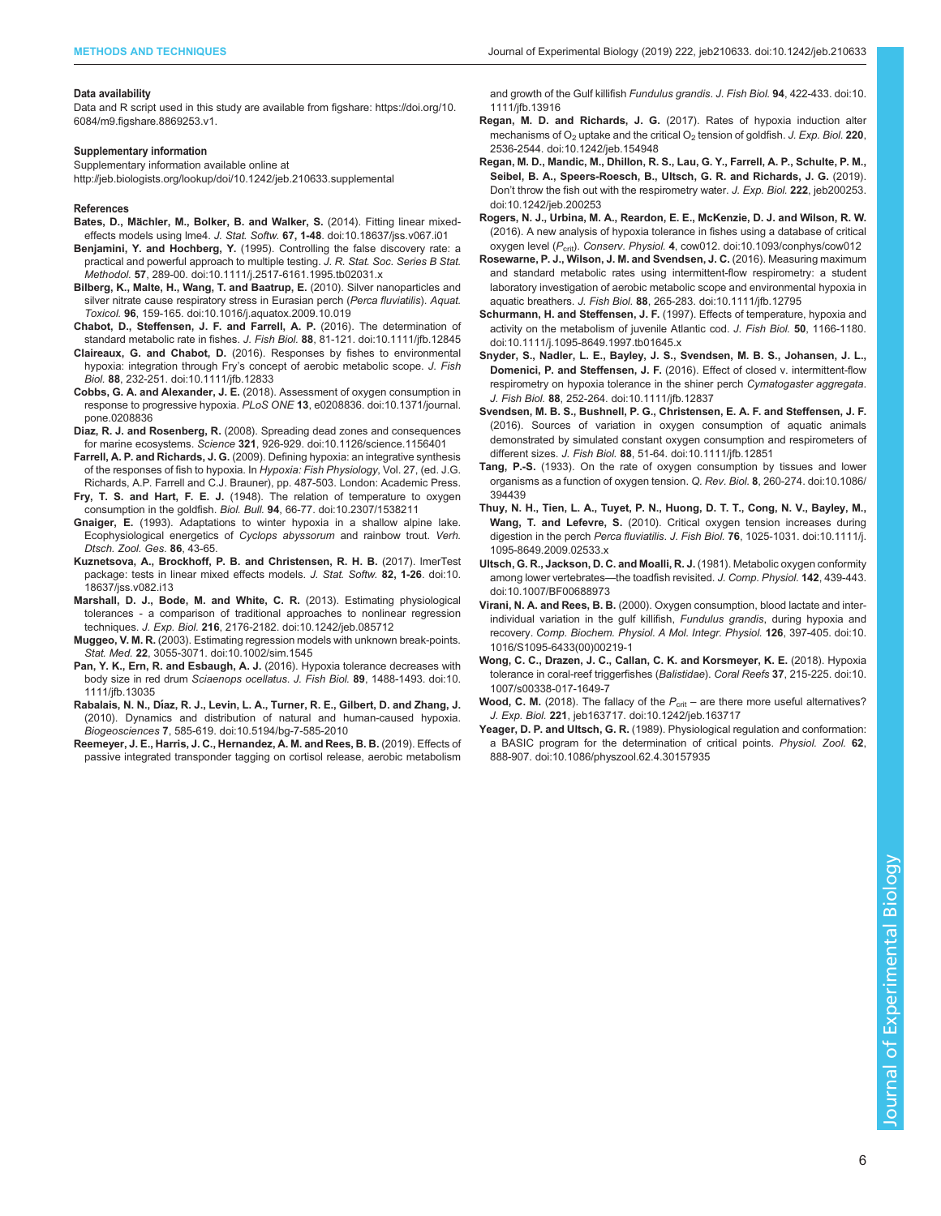#### Data availability

Data and R script used in this study are available from figshare: https://doi.org/10.6084/m9.figshare.8869253.v1.

#### Supplementary information

Supplementary information available online at
http://jeb.biologists.org/lookup/doi/10.1242/jeb.210633.supplemental

#### References

**Bates, D., Mächler, M., Bolker, B. and Walker, S.** (2014). Fitting linear mixed-effects models using lme4. *J. Stat. Softw.* **67, 1-48**. doi:10.18637/jss.v067.i01

**Benjamini, Y. and Hochberg, Y.** (1995). Controlling the false discovery rate: a practical and powerful approach to multiple testing. *J. R. Stat. Soc. Series B Stat. Methodol.* **57**, 289-00. doi:10.1111/j.2517-6161.1995.tb02031.x

**Bilberg, K., Malte, H., Wang, T. and Baatrup, E.** (2010). Silver nanoparticles and silver nitrate cause respiratory stress in Eurasian perch (*Perca fluviatilis*). *Aquat. Toxicol.* **96**, 159-165. doi:10.1016/j.aquatox.2009.10.019

**Chabot, D., Steffensen, J. F. and Farrell, A. P.** (2016). The determination of standard metabolic rate in fishes. *J. Fish Biol.* **88**, 81-121. doi:10.1111/jfb.12845

**Claireaux, G. and Chabot, D.** (2016). Responses by fishes to environmental hypoxia: integration through Fry's concept of aerobic metabolic scope. *J. Fish Biol.* **88**, 232-251. doi:10.1111/jfb.12833

**Cobbs, G. A. and Alexander, J. E.** (2018). Assessment of oxygen consumption in response to progressive hypoxia. *PLoS ONE* **13**, e0208836. doi:10.1371/journal.pone.0208836

**Diaz, R. J. and Rosenberg, R.** (2008). Spreading dead zones and consequences for marine ecosystems. *Science* **321**, 926-929. doi:10.1126/science.1156401

**Farrell, A. P. and Richards, J. G.** (2009). Defining hypoxia: an integrative synthesis of the responses of fish to hypoxia. In *Hypoxia: Fish Physiology*, Vol. 27, (ed. J.G. Richards, A.P. Farrell and C.J. Brauner), pp. 487-503. London: Academic Press.

**Fry, T. S. and Hart, F. E. J.** (1948). The relation of temperature to oxygen consumption in the goldfish. *Biol. Bull.* **94**, 66-77. doi:10.2307/1538211

**Gnaiger, E.** (1993). Adaptations to winter hypoxia in a shallow alpine lake. Ecophysiological energetics of *Cyclops abyssorum* and rainbow trout. *Verh. Dtsch. Zool. Ges.* **86**, 43-65.

**Kuznetsova, A., Brockhoff, P. B. and Christensen, R. H. B.** (2017). lmerTest package: tests in linear mixed effects models. *J. Stat. Softw.* **82, 1-26**. doi:10.18637/jss.v082.i13

**Marshall, D. J., Bode, M. and White, C. R.** (2013). Estimating physiological tolerances - a comparison of traditional approaches to nonlinear regression techniques. *J. Exp. Biol.* **216**, 2176-2182. doi:10.1242/jeb.085712

**Muggeo, V. M. R.** (2003). Estimating regression models with unknown break-points. *Stat. Med.* **22**, 3055-3071. doi:10.1002/sim.1545

**Pan, Y. K., Ern, R. and Esbaugh, A. J.** (2016). Hypoxia tolerance decreases with body size in red drum *Sciaenops ocellatus*. *J. Fish Biol.* **89**, 1488-1493. doi:10.1111/jfb.13035

**Rabalais, N. N., Díaz, R. J., Levin, L. A., Turner, R. E., Gilbert, D. and Zhang, J.** (2010). Dynamics and distribution of natural and human-caused hypoxia. *Biogeosciences* **7**, 585-619. doi:10.5194/bg-7-585-2010

**Reemeyer, J. E., Harris, J. C., Hernandez, A. M. and Rees, B. B.** (2019). Effects of passive integrated transponder tagging on cortisol release, aerobic metabolism and growth of the Gulf killifish *Fundulus grandis*. *J. Fish Biol.* **94**, 422-433. doi:10.1111/jfb.13916

**Regan, M. D. and Richards, J. G.** (2017). Rates of hypoxia induction alter mechanisms of $O_2$ uptake and the critical $O_2$ tension of goldfish. *J. Exp. Biol.* **220**, 2536-2544. doi:10.1242/jeb.154948

**Regan, M. D., Mandic, M., Dhillon, R. S., Lau, G. Y., Farrell, A. P., Schulte, P. M., Seibel, B. A., Speers-Roesch, B., Ultsch, G. R. and Richards, J. G.** (2019). Don't throw the fish out with the respirometry water. *J. Exp. Biol.* **222**, jeb200253. doi:10.1242/jeb.200253

**Rogers, N. J., Urbina, M. A., Reardon, E. E., McKenzie, D. J. and Wilson, R. W.** (2016). A new analysis of hypoxia tolerance in fishes using a database of critical oxygen level ($P_{crit}$). *Conserv. Physiol.* **4**, cow012. doi:10.1093/conphys/cow012

**Rosewarne, P. J., Wilson, J. M. and Svendsen, J. C.** (2016). Measuring maximum and standard metabolic rates using intermittent-flow respirometry: a student laboratory investigation of aerobic metabolic scope and environmental hypoxia in aquatic breathers. *J. Fish Biol.* **88**, 265-283. doi:10.1111/jfb.12795

**Schurmann, H. and Steffensen, J. F.** (1997). Effects of temperature, hypoxia and activity on the metabolism of juvenile Atlantic cod. *J. Fish Biol.* **50**, 1166-1180. doi:10.1111/j.1095-8649.1997.tb01645.x

**Snyder, S., Nadler, L. E., Bayley, J. S., Svendsen, M. B. S., Johansen, J. L., Domenici, P. and Steffensen, J. F.** (2016). Effect of closed v. intermittent-flow respirometry on hypoxia tolerance in the shiner perch *Cymatogaster aggregata*. *J. Fish Biol.* **88**, 252-264. doi:10.1111/jfb.12837

**Svendsen, M. B. S., Bushnell, P. G., Christensen, E. A. F. and Steffensen, J. F.** (2016). Sources of variation in oxygen consumption of aquatic animals demonstrated by simulated constant oxygen consumption and respirometers of different sizes. *J. Fish Biol.* **88**, 51-64. doi:10.1111/jfb.12851

**Tang, P.-S.** (1933). On the rate of oxygen consumption by tissues and lower organisms as a function of oxygen tension. *Q. Rev. Biol.* **8**, 260-274. doi:10.1086/394439

**Thuy, N. H., Tien, L. A., Tuyet, P. N., Huong, D. T. T., Cong, N. V., Bayley, M., Wang, T. and Lefevre, S.** (2010). Critical oxygen tension increases during digestion in the perch *Perca fluviatilis*. *J. Fish Biol.* **76**, 1025-1031. doi:10.1111/j.1095-8649.2009.02533.x

**Ultsch, G. R., Jackson, D. C. and Moalli, R. J.** (1981). Metabolic oxygen conformity among lower vertebrates—the toadfish revisited. *J. Comp. Physiol.* **142**, 439-443. doi:10.1007/BF00688973

**Virani, N. A. and Rees, B. B.** (2000). Oxygen consumption, blood lactate and inter-individual variation in the gulf killifish, *Fundulus grandis*, during hypoxia and recovery. *Comp. Biochem. Physiol. A Mol. Integr. Physiol.* **126**, 397-405. doi:10.1016/S1095-6433(00)00219-1

**Wong, C. C., Drazen, J. C., Callan, C. K. and Korsmeyer, K. E.** (2018). Hypoxia tolerance in coral-reef triggerfishes (*Balistidae*). *Coral Reefs* **37**, 215-225. doi:10.1007/s00338-017-1649-7

**Wood, C. M.** (2018). The fallacy of the $P_{crit}$ – are there more useful alternatives? *J. Exp. Biol.* **221**, jeb163717. doi:10.1242/jeb.163717

**Yeager, D. P. and Ultsch, G. R.** (1989). Physiological regulation and conformation: a BASIC program for the determination of critical points. *Physiol. Zool.* **62**, 888-907. doi:10.1086/physzool.62.4.30157935